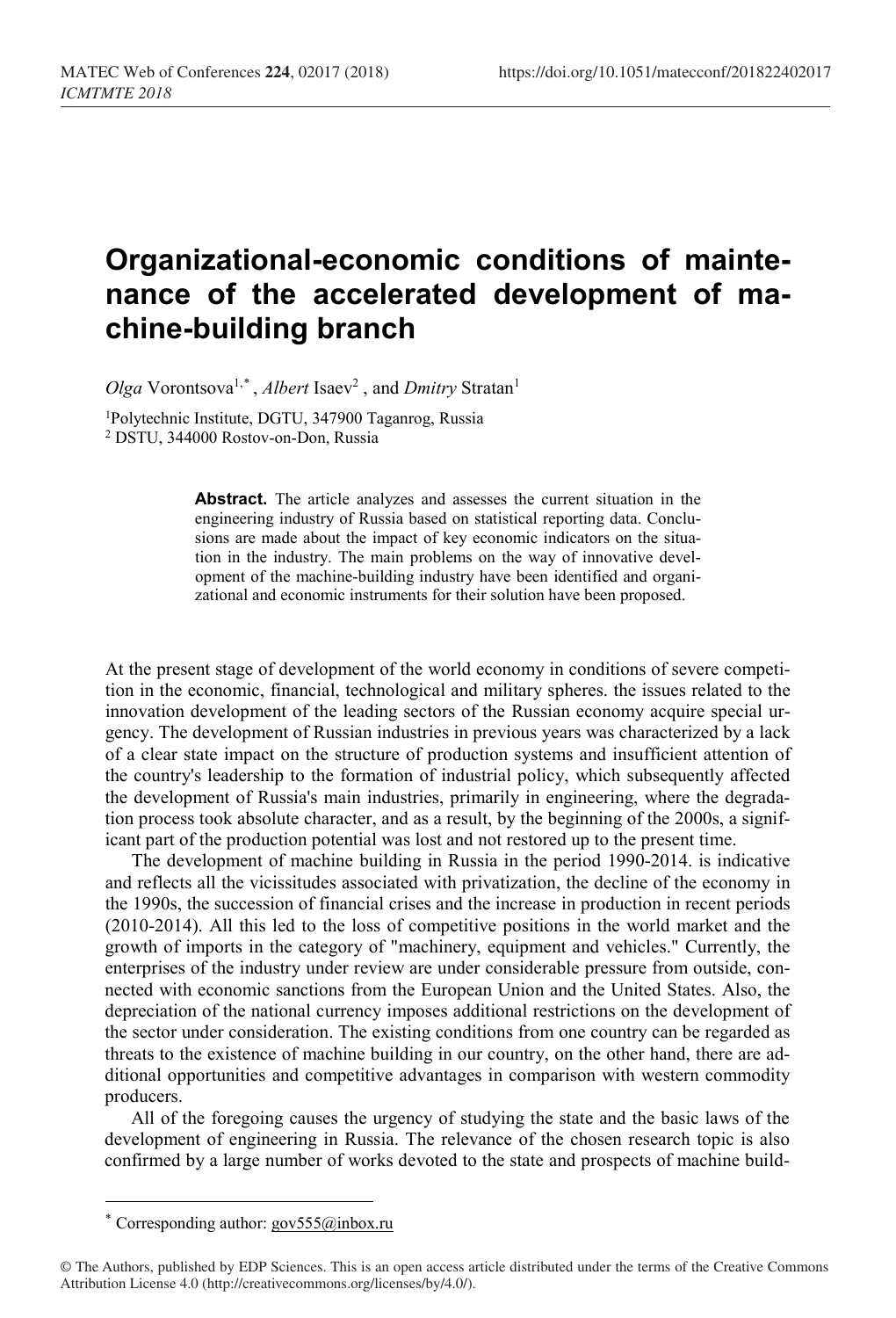# Organizational-economic conditions of maintenance of the accelerated development of machine-building branch

*Olga* Vorontsova[1,*] , *Albert* Isaev[2] , and *Dmitry* Stratan[1]

[1]Polytechnic Institute, DGTU, 347900 Taganrog, Russia
[2] DSTU, 344000 Rostov-on-Don, Russia

**Abstract.** The article analyzes and assesses the current situation in the engineering industry of Russia based on statistical reporting data. Conclusions are made about the impact of key economic indicators on the situation in the industry. The main problems on the way of innovative development of the machine-building industry have been identified and organizational and economic instruments for their solution have been proposed.

At the present stage of development of the world economy in conditions of severe competition in the economic, financial, technological and military spheres. the issues related to the innovation development of the leading sectors of the Russian economy acquire special urgency. The development of Russian industries in previous years was characterized by a lack of a clear state impact on the structure of production systems and insufficient attention of the country's leadership to the formation of industrial policy, which subsequently affected the development of Russia's main industries, primarily in engineering, where the degradation process took absolute character, and as a result, by the beginning of the 2000s, a significant part of the production potential was lost and not restored up to the present time.

The development of machine building in Russia in the period 1990-2014. is indicative and reflects all the vicissitudes associated with privatization, the decline of the economy in the 1990s, the succession of financial crises and the increase in production in recent periods (2010-2014). All this led to the loss of competitive positions in the world market and the growth of imports in the category of "machinery, equipment and vehicles." Currently, the enterprises of the industry under review are under considerable pressure from outside, connected with economic sanctions from the European Union and the United States. Also, the depreciation of the national currency imposes additional restrictions on the development of the sector under consideration. The existing conditions from one country can be regarded as threats to the existence of machine building in our country, on the other hand, there are additional opportunities and competitive advantages in comparison with western commodity producers.

All of the foregoing causes the urgency of studying the state and the basic laws of the development of engineering in Russia. The relevance of the chosen research topic is also confirmed by a large number of works devoted to the state and prospects of machine build-

[*] Corresponding author: gov555@inbox.ru

© The Authors, published by EDP Sciences. This is an open access article distributed under the terms of the Creative Commons Attribution License 4.0 (http://creativecommons.org/licenses/by/4.0/).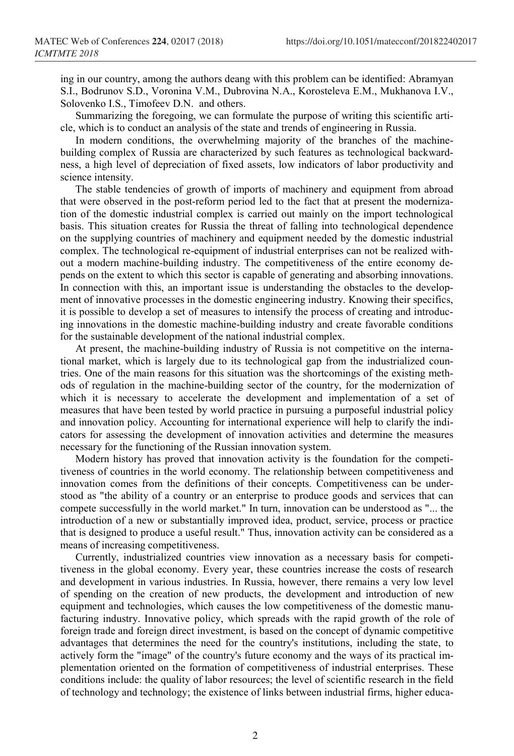ing in our country, among the authors deang with this problem can be identified: Abramyan S.I., Bodrunov S.D., Voronina V.M., Dubrovina N.A., Korosteleva E.M., Mukhanova I.V., Solovenko I.S., Timofeev D.N. and others.

Summarizing the foregoing, we can formulate the purpose of writing this scientific article, which is to conduct an analysis of the state and trends of engineering in Russia.

In modern conditions, the overwhelming majority of the branches of the machine-building complex of Russia are characterized by such features as technological backwardness, a high level of depreciation of fixed assets, low indicators of labor productivity and science intensity.

The stable tendencies of growth of imports of machinery and equipment from abroad that were observed in the post-reform period led to the fact that at present the modernization of the domestic industrial complex is carried out mainly on the import technological basis. This situation creates for Russia the threat of falling into technological dependence on the supplying countries of machinery and equipment needed by the domestic industrial complex. The technological re-equipment of industrial enterprises can not be realized without a modern machine-building industry. The competitiveness of the entire economy depends on the extent to which this sector is capable of generating and absorbing innovations. In connection with this, an important issue is understanding the obstacles to the development of innovative processes in the domestic engineering industry. Knowing their specifics, it is possible to develop a set of measures to intensify the process of creating and introducing innovations in the domestic machine-building industry and create favorable conditions for the sustainable development of the national industrial complex.

At present, the machine-building industry of Russia is not competitive on the international market, which is largely due to its technological gap from the industrialized countries. One of the main reasons for this situation was the shortcomings of the existing methods of regulation in the machine-building sector of the country, for the modernization of which it is necessary to accelerate the development and implementation of a set of measures that have been tested by world practice in pursuing a purposeful industrial policy and innovation policy. Accounting for international experience will help to clarify the indicators for assessing the development of innovation activities and determine the measures necessary for the functioning of the Russian innovation system.

Modern history has proved that innovation activity is the foundation for the competitiveness of countries in the world economy. The relationship between competitiveness and innovation comes from the definitions of their concepts. Competitiveness can be understood as "the ability of a country or an enterprise to produce goods and services that can compete successfully in the world market." In turn, innovation can be understood as "... the introduction of a new or substantially improved idea, product, service, process or practice that is designed to produce a useful result." Thus, innovation activity can be considered as a means of increasing competitiveness.

Currently, industrialized countries view innovation as a necessary basis for competitiveness in the global economy. Every year, these countries increase the costs of research and development in various industries. In Russia, however, there remains a very low level of spending on the creation of new products, the development and introduction of new equipment and technologies, which causes the low competitiveness of the domestic manufacturing industry. Innovative policy, which spreads with the rapid growth of the role of foreign trade and foreign direct investment, is based on the concept of dynamic competitive advantages that determines the need for the country's institutions, including the state, to actively form the "image" of the country's future economy and the ways of its practical implementation oriented on the formation of competitiveness of industrial enterprises. These conditions include: the quality of labor resources; the level of scientific research in the field of technology and technology; the existence of links between industrial firms, higher educa-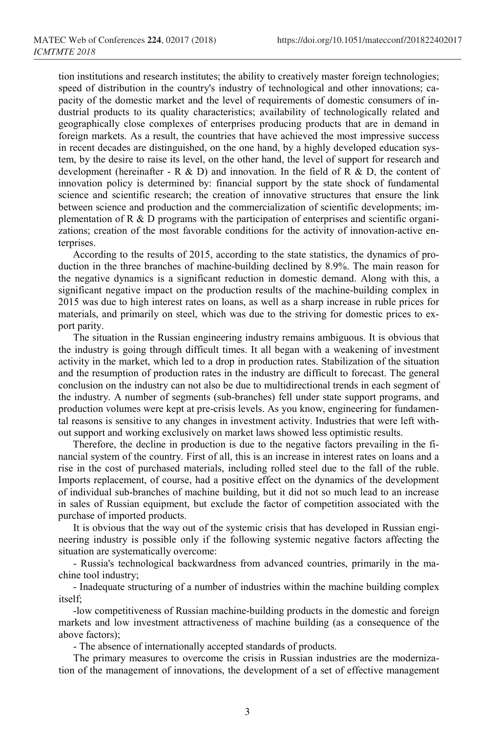tion institutions and research institutes; the ability to creatively master foreign technologies; speed of distribution in the country's industry of technological and other innovations; capacity of the domestic market and the level of requirements of domestic consumers of industrial products to its quality characteristics; availability of technologically related and geographically close complexes of enterprises producing products that are in demand in foreign markets. As a result, the countries that have achieved the most impressive success in recent decades are distinguished, on the one hand, by a highly developed education system, by the desire to raise its level, on the other hand, the level of support for research and development (hereinafter - R & D) and innovation. In the field of R & D, the content of innovation policy is determined by: financial support by the state shock of fundamental science and scientific research; the creation of innovative structures that ensure the link between science and production and the commercialization of scientific developments; implementation of R & D programs with the participation of enterprises and scientific organizations; creation of the most favorable conditions for the activity of innovation-active enterprises.

According to the results of 2015, according to the state statistics, the dynamics of production in the three branches of machine-building declined by 8.9%. The main reason for the negative dynamics is a significant reduction in domestic demand. Along with this, a significant negative impact on the production results of the machine-building complex in 2015 was due to high interest rates on loans, as well as a sharp increase in ruble prices for materials, and primarily on steel, which was due to the striving for domestic prices to export parity.

The situation in the Russian engineering industry remains ambiguous. It is obvious that the industry is going through difficult times. It all began with a weakening of investment activity in the market, which led to a drop in production rates. Stabilization of the situation and the resumption of production rates in the industry are difficult to forecast. The general conclusion on the industry can not also be due to multidirectional trends in each segment of the industry. A number of segments (sub-branches) fell under state support programs, and production volumes were kept at pre-crisis levels. As you know, engineering for fundamental reasons is sensitive to any changes in investment activity. Industries that were left without support and working exclusively on market laws showed less optimistic results.

Therefore, the decline in production is due to the negative factors prevailing in the financial system of the country. First of all, this is an increase in interest rates on loans and a rise in the cost of purchased materials, including rolled steel due to the fall of the ruble. Imports replacement, of course, had a positive effect on the dynamics of the development of individual sub-branches of machine building, but it did not so much lead to an increase in sales of Russian equipment, but exclude the factor of competition associated with the purchase of imported products.

It is obvious that the way out of the systemic crisis that has developed in Russian engineering industry is possible only if the following systemic negative factors affecting the situation are systematically overcome:

- Russia's technological backwardness from advanced countries, primarily in the machine tool industry;
- Inadequate structuring of a number of industries within the machine building complex itself;
- low competitiveness of Russian machine-building products in the domestic and foreign markets and low investment attractiveness of machine building (as a consequence of the above factors);
- The absence of internationally accepted standards of products.

The primary measures to overcome the crisis in Russian industries are the modernization of the management of innovations, the development of a set of effective management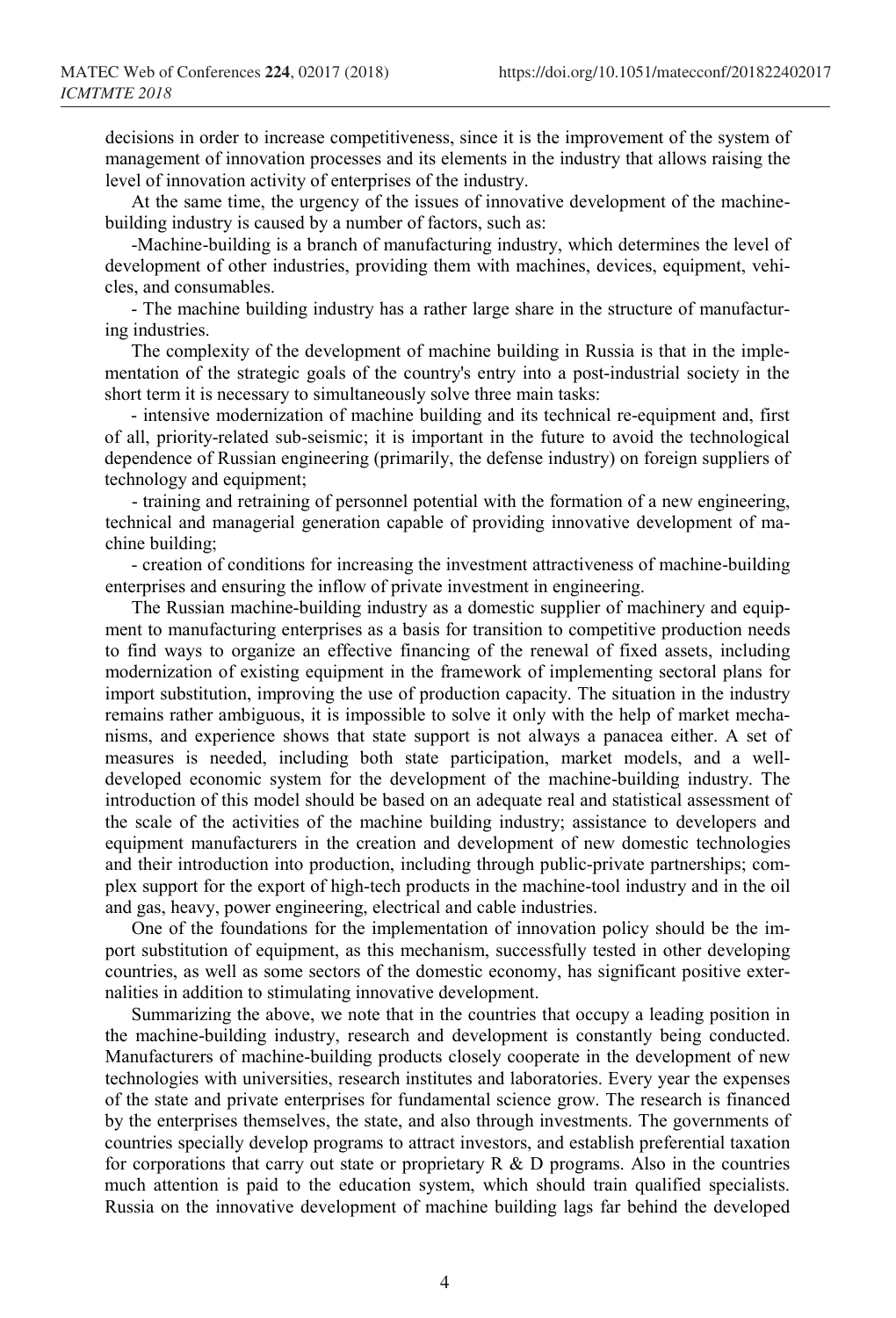decisions in order to increase competitiveness, since it is the improvement of the system of management of innovation processes and its elements in the industry that allows raising the level of innovation activity of enterprises of the industry.

At the same time, the urgency of the issues of innovative development of the machine-building industry is caused by a number of factors, such as:

-Machine-building is a branch of manufacturing industry, which determines the level of development of other industries, providing them with machines, devices, equipment, vehicles, and consumables.

- The machine building industry has a rather large share in the structure of manufacturing industries.

The complexity of the development of machine building in Russia is that in the implementation of the strategic goals of the country's entry into a post-industrial society in the short term it is necessary to simultaneously solve three main tasks:

- intensive modernization of machine building and its technical re-equipment and, first of all, priority-related sub-seismic; it is important in the future to avoid the technological dependence of Russian engineering (primarily, the defense industry) on foreign suppliers of technology and equipment;

- training and retraining of personnel potential with the formation of a new engineering, technical and managerial generation capable of providing innovative development of machine building;

- creation of conditions for increasing the investment attractiveness of machine-building enterprises and ensuring the inflow of private investment in engineering.

The Russian machine-building industry as a domestic supplier of machinery and equipment to manufacturing enterprises as a basis for transition to competitive production needs to find ways to organize an effective financing of the renewal of fixed assets, including modernization of existing equipment in the framework of implementing sectoral plans for import substitution, improving the use of production capacity. The situation in the industry remains rather ambiguous, it is impossible to solve it only with the help of market mechanisms, and experience shows that state support is not always a panacea either. A set of measures is needed, including both state participation, market models, and a well-developed economic system for the development of the machine-building industry. The introduction of this model should be based on an adequate real and statistical assessment of the scale of the activities of the machine building industry; assistance to developers and equipment manufacturers in the creation and development of new domestic technologies and their introduction into production, including through public-private partnerships; complex support for the export of high-tech products in the machine-tool industry and in the oil and gas, heavy, power engineering, electrical and cable industries.

One of the foundations for the implementation of innovation policy should be the import substitution of equipment, as this mechanism, successfully tested in other developing countries, as well as some sectors of the domestic economy, has significant positive externalities in addition to stimulating innovative development.

Summarizing the above, we note that in the countries that occupy a leading position in the machine-building industry, research and development is constantly being conducted. Manufacturers of machine-building products closely cooperate in the development of new technologies with universities, research institutes and laboratories. Every year the expenses of the state and private enterprises for fundamental science grow. The research is financed by the enterprises themselves, the state, and also through investments. The governments of countries specially develop programs to attract investors, and establish preferential taxation for corporations that carry out state or proprietary R & D programs. Also in the countries much attention is paid to the education system, which should train qualified specialists. Russia on the innovative development of machine building lags far behind the developed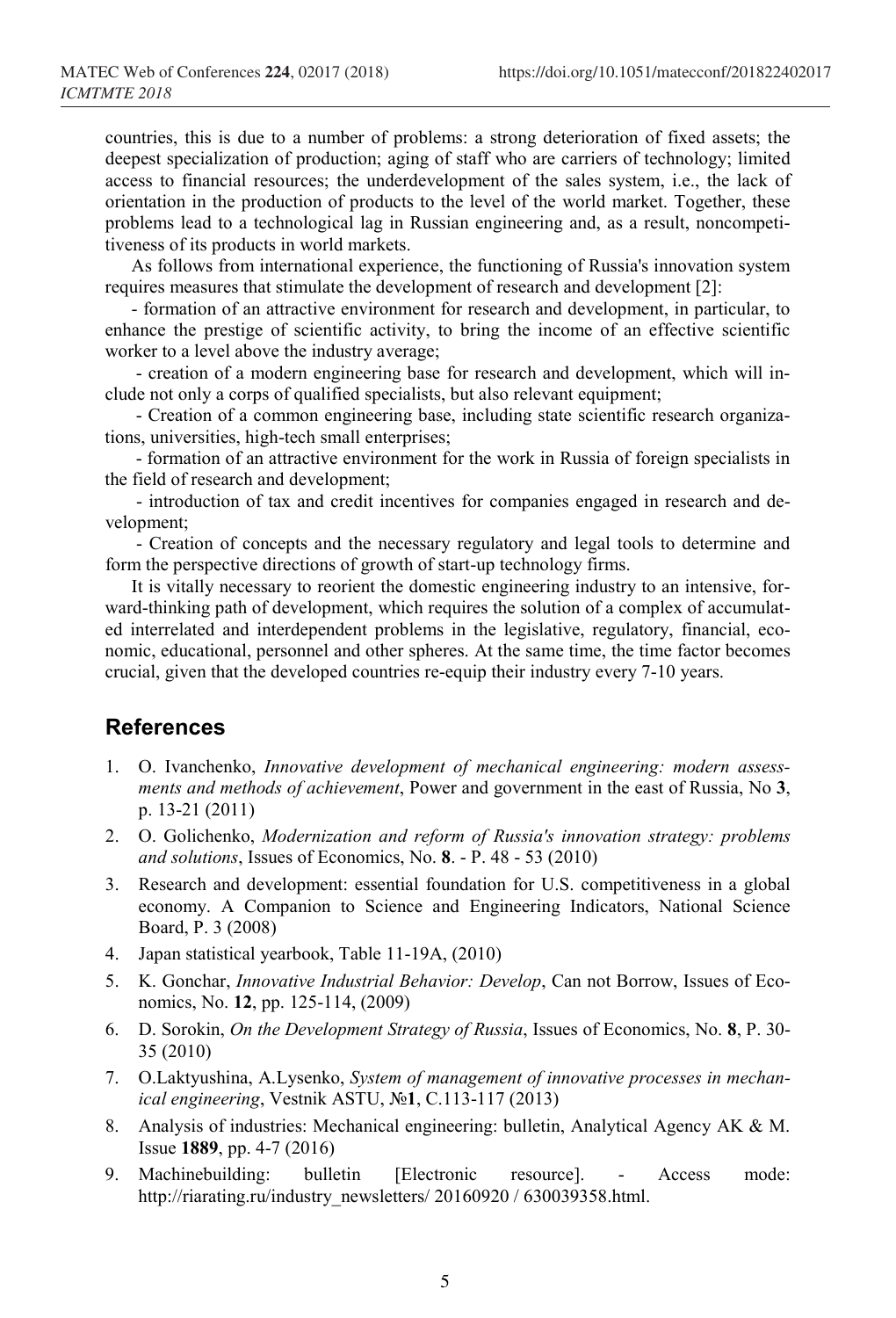countries, this is due to a number of problems: a strong deterioration of fixed assets; the deepest specialization of production; aging of staff who are carriers of technology; limited access to financial resources; the underdevelopment of the sales system, i.e., the lack of orientation in the production of products to the level of the world market. Together, these problems lead to a technological lag in Russian engineering and, as a result, noncompetitiveness of its products in world markets.

As follows from international experience, the functioning of Russia's innovation system requires measures that stimulate the development of research and development [2]:

- formation of an attractive environment for research and development, in particular, to enhance the prestige of scientific activity, to bring the income of an effective scientific worker to a level above the industry average;
- creation of a modern engineering base for research and development, which will include not only a corps of qualified specialists, but also relevant equipment;
- Creation of a common engineering base, including state scientific research organizations, universities, high-tech small enterprises;
- formation of an attractive environment for the work in Russia of foreign specialists in the field of research and development;
- introduction of tax and credit incentives for companies engaged in research and development;
- Creation of concepts and the necessary regulatory and legal tools to determine and form the perspective directions of growth of start-up technology firms.

It is vitally necessary to reorient the domestic engineering industry to an intensive, forward-thinking path of development, which requires the solution of a complex of accumulated interrelated and interdependent problems in the legislative, regulatory, financial, economic, educational, personnel and other spheres. At the same time, the time factor becomes crucial, given that the developed countries re-equip their industry every 7-10 years.

## References

1. O. Ivanchenko, *Innovative development of mechanical engineering: modern assessments and methods of achievement*, Power and government in the east of Russia, No **3**, p. 13-21 (2011)
2. O. Golichenko, *Modernization and reform of Russia's innovation strategy: problems and solutions*, Issues of Economics, No. **8**. - P. 48 - 53 (2010)
3. Research and development: essential foundation for U.S. competitiveness in a global economy. A Companion to Science and Engineering Indicators, National Science Board, P. 3 (2008)
4. Japan statistical yearbook, Table 11-19A, (2010)
5. K. Gonchar, *Innovative Industrial Behavior: Develop*, Can not Borrow, Issues of Economics, No. **12**, pp. 125-114, (2009)
6. D. Sorokin, *On the Development Strategy of Russia*, Issues of Economics, No. **8**, P. 30-35 (2010)
7. O.Laktyushina, A.Lysenko, *System of management of innovative processes in mechanical engineering*, Vestnik ASTU, №**1**, C.113-117 (2013)
8. Analysis of industries: Mechanical engineering: bulletin, Analytical Agency AK & M. Issue **1889**, pp. 4-7 (2016)
9. Machinebuilding: bulletin [Electronic resource]. - Access mode: http://riarating.ru/industry_newsletters/ 20160920 / 630039358.html.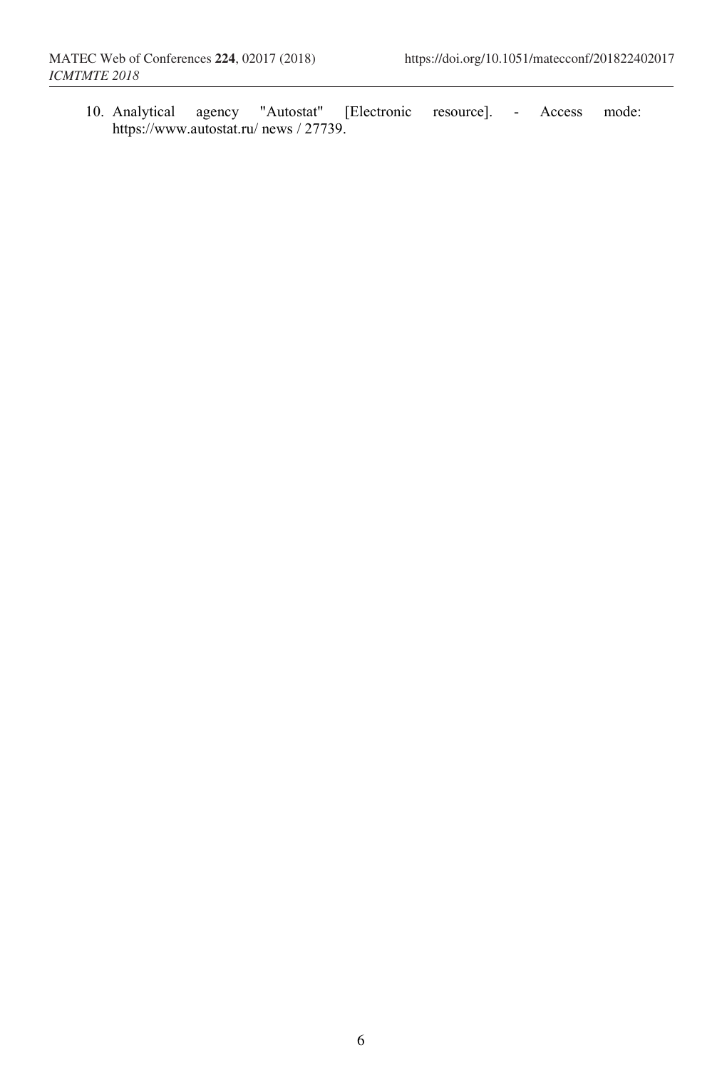10. Analytical agency "Autostat" [Electronic resource]. - Access mode: https://www.autostat.ru/ news / 27739.